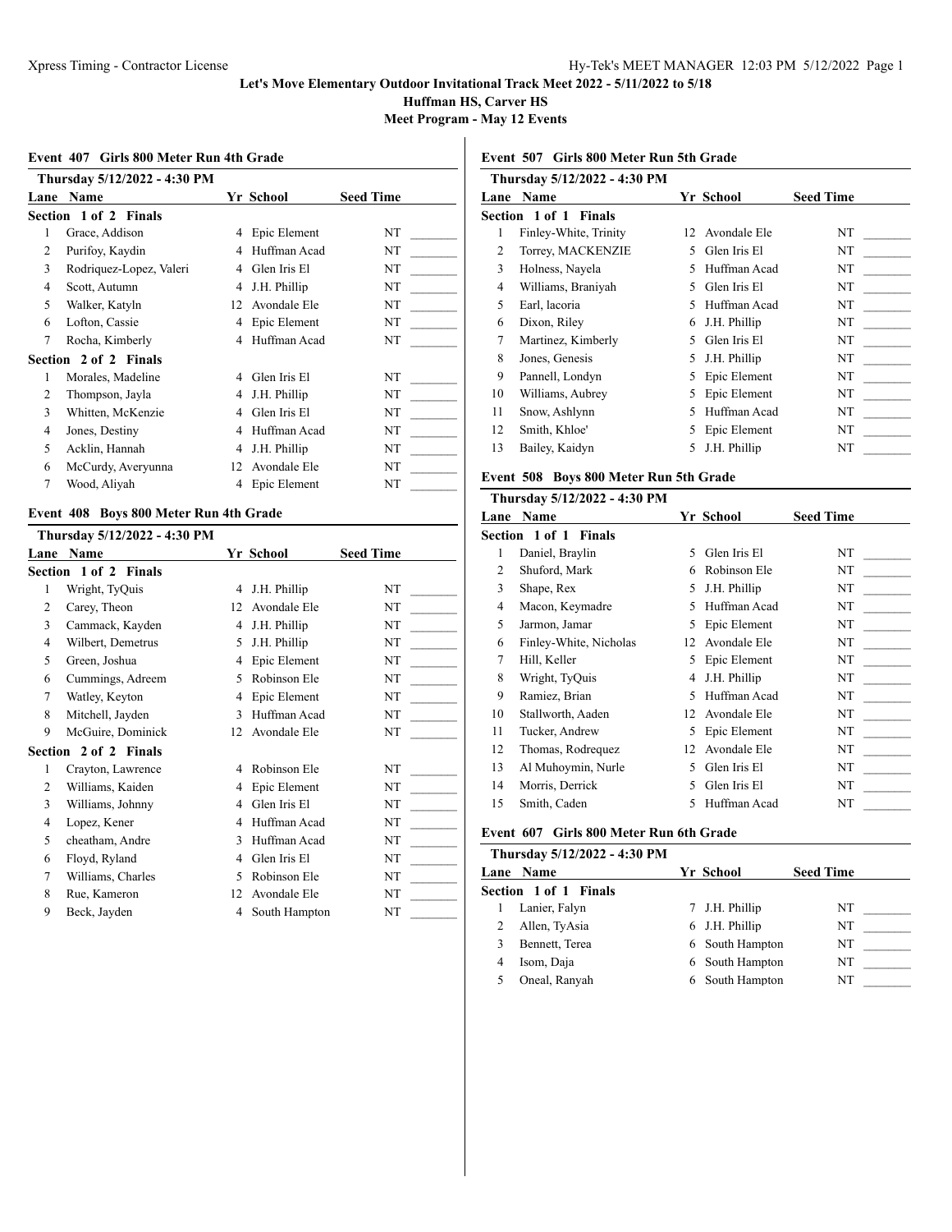# Let's Move Elementary Outdoor Invitational Track Meet 2022 - 5/11/2022 to 5/18

## Huffman HS, Carver HS

## Meet Program - May 12 Events

### Event 407 Girls 800 Meter Run 4th Grade

Thursday 5/12/2022 - 4:30 PM

| Lane | Name | Yr | School | Seed Time |
|---|---|---|---|---|
| **Section 1 of 2 Finals** | | | | |
| 1 | Grace, Addison | 4 | Epic Element | NT |
| 2 | Purifoy, Kaydin | 4 | Huffman Acad | NT |
| 3 | Rodriquez-Lopez, Valeri | 4 | Glen Iris El | NT |
| 4 | Scott, Autumn | 4 | J.H. Phillip | NT |
| 5 | Walker, Katyln | 12 | Avondale Ele | NT |
| 6 | Lofton, Cassie | 4 | Epic Element | NT |
| 7 | Rocha, Kimberly | 4 | Huffman Acad | NT |
| **Section 2 of 2 Finals** | | | | |
| 1 | Morales, Madeline | 4 | Glen Iris El | NT |
| 2 | Thompson, Jayla | 4 | J.H. Phillip | NT |
| 3 | Whitten, McKenzie | 4 | Glen Iris El | NT |
| 4 | Jones, Destiny | 4 | Huffman Acad | NT |
| 5 | Acklin, Hannah | 4 | J.H. Phillip | NT |
| 6 | McCurdy, Averyunna | 12 | Avondale Ele | NT |
| 7 | Wood, Aliyah | 4 | Epic Element | NT |

### Event 408 Boys 800 Meter Run 4th Grade

Thursday 5/12/2022 - 4:30 PM

| Lane | Name | Yr | School | Seed Time |
|---|---|---|---|---|
| **Section 1 of 2 Finals** | | | | |
| 1 | Wright, TyQuis | 4 | J.H. Phillip | NT |
| 2 | Carey, Theon | 12 | Avondale Ele | NT |
| 3 | Cammack, Kayden | 4 | J.H. Phillip | NT |
| 4 | Wilbert, Demetrus | 5 | J.H. Phillip | NT |
| 5 | Green, Joshua | 4 | Epic Element | NT |
| 6 | Cummings, Adreem | 5 | Robinson Ele | NT |
| 7 | Watley, Keyton | 4 | Epic Element | NT |
| 8 | Mitchell, Jayden | 3 | Huffman Acad | NT |
| 9 | McGuire, Dominick | 12 | Avondale Ele | NT |
| **Section 2 of 2 Finals** | | | | |
| 1 | Crayton, Lawrence | 4 | Robinson Ele | NT |
| 2 | Williams, Kaiden | 4 | Epic Element | NT |
| 3 | Williams, Johnny | 4 | Glen Iris El | NT |
| 4 | Lopez, Kener | 4 | Huffman Acad | NT |
| 5 | cheatham, Andre | 3 | Huffman Acad | NT |
| 6 | Floyd, Ryland | 4 | Glen Iris El | NT |
| 7 | Williams, Charles | 5 | Robinson Ele | NT |
| 8 | Rue, Kameron | 12 | Avondale Ele | NT |
| 9 | Beck, Jayden | 4 | South Hampton | NT |

### Event 507 Girls 800 Meter Run 5th Grade

Thursday 5/12/2022 - 4:30 PM

| Lane | Name | Yr | School | Seed Time |
|---|---|---|---|---|
| **Section 1 of 1 Finals** | | | | |
| 1 | Finley-White, Trinity | 12 | Avondale Ele | NT |
| 2 | Torrey, MACKENZIE | 5 | Glen Iris El | NT |
| 3 | Holness, Nayela | 5 | Huffman Acad | NT |
| 4 | Williams, Braniyah | 5 | Glen Iris El | NT |
| 5 | Earl, lacoria | 5 | Huffman Acad | NT |
| 6 | Dixon, Riley | 6 | J.H. Phillip | NT |
| 7 | Martinez, Kimberly | 5 | Glen Iris El | NT |
| 8 | Jones, Genesis | 5 | J.H. Phillip | NT |
| 9 | Pannell, Londyn | 5 | Epic Element | NT |
| 10 | Williams, Aubrey | 5 | Epic Element | NT |
| 11 | Snow, Ashlynn | 5 | Huffman Acad | NT |
| 12 | Smith, Khloe' | 5 | Epic Element | NT |
| 13 | Bailey, Kaidyn | 5 | J.H. Phillip | NT |

### Event 508 Boys 800 Meter Run 5th Grade

Thursday 5/12/2022 - 4:30 PM

| Lane | Name | Yr | School | Seed Time |
|---|---|---|---|---|
| **Section 1 of 1 Finals** | | | | |
| 1 | Daniel, Braylin | 5 | Glen Iris El | NT |
| 2 | Shuford, Mark | 6 | Robinson Ele | NT |
| 3 | Shape, Rex | 5 | J.H. Phillip | NT |
| 4 | Macon, Keymadre | 5 | Huffman Acad | NT |
| 5 | Jarmon, Jamar | 5 | Epic Element | NT |
| 6 | Finley-White, Nicholas | 12 | Avondale Ele | NT |
| 7 | Hill, Keller | 5 | Epic Element | NT |
| 8 | Wright, TyQuis | 4 | J.H. Phillip | NT |
| 9 | Ramiez, Brian | 5 | Huffman Acad | NT |
| 10 | Stallworth, Aaden | 12 | Avondale Ele | NT |
| 11 | Tucker, Andrew | 5 | Epic Element | NT |
| 12 | Thomas, Rodrequez | 12 | Avondale Ele | NT |
| 13 | Al Muhoymin, Nurle | 5 | Glen Iris El | NT |
| 14 | Morris, Derrick | 5 | Glen Iris El | NT |
| 15 | Smith, Caden | 5 | Huffman Acad | NT |

### Event 607 Girls 800 Meter Run 6th Grade

Thursday 5/12/2022 - 4:30 PM

| Lane | Name | Yr | School | Seed Time |
|---|---|---|---|---|
| **Section 1 of 1 Finals** | | | | |
| 1 | Lanier, Falyn | 7 | J.H. Phillip | NT |
| 2 | Allen, TyAsia | 6 | J.H. Phillip | NT |
| 3 | Bennett, Terea | 6 | South Hampton | NT |
| 4 | Isom, Daja | 6 | South Hampton | NT |
| 5 | Oneal, Ranyah | 6 | South Hampton | NT |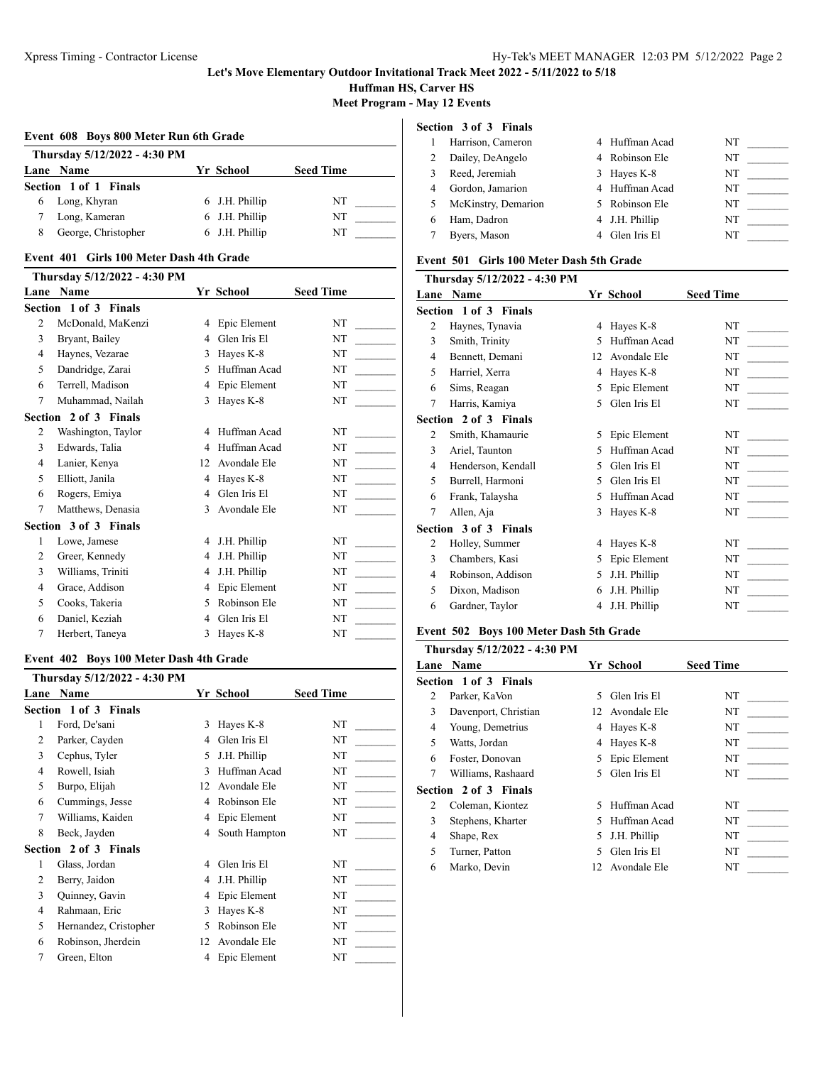## Let's Move Elementary Outdoor Invitational Track Meet 2022 - 5/11/2022 to 5/18

**Huffman HS, Carver HS**

**Meet Program - May 12 Events**

### Event 608 Boys 800 Meter Run 6th Grade

**Thursday 5/12/2022 - 4:30 PM**

| Lane | Name | Yr | School | Seed Time | |
|---|---|---|---|---|---|
| **Section 1 of 1 Finals** | | | | | |
| 6 | Long, Khyran | 6 | J.H. Phillip | NT | _______ |
| 7 | Long, Kameran | 6 | J.H. Phillip | NT | _______ |
| 8 | George, Christopher | 6 | J.H. Phillip | NT | _______ |

### Event 401 Girls 100 Meter Dash 4th Grade

**Thursday 5/12/2022 - 4:30 PM**

| Lane | Name | Yr | School | Seed Time | |
|---|---|---|---|---|---|
| **Section 1 of 3 Finals** | | | | | |
| 2 | McDonald, MaKenzi | 4 | Epic Element | NT | _______ |
| 3 | Bryant, Bailey | 4 | Glen Iris El | NT | _______ |
| 4 | Haynes, Vezarae | 3 | Hayes K-8 | NT | _______ |
| 5 | Dandridge, Zarai | 5 | Huffman Acad | NT | _______ |
| 6 | Terrell, Madison | 4 | Epic Element | NT | _______ |
| 7 | Muhammad, Nailah | 3 | Hayes K-8 | NT | _______ |
| **Section 2 of 3 Finals** | | | | | |
| 2 | Washington, Taylor | 4 | Huffman Acad | NT | _______ |
| 3 | Edwards, Talia | 4 | Huffman Acad | NT | _______ |
| 4 | Lanier, Kenya | 12 | Avondale Ele | NT | _______ |
| 5 | Elliott, Janila | 4 | Hayes K-8 | NT | _______ |
| 6 | Rogers, Emiya | 4 | Glen Iris El | NT | _______ |
| 7 | Matthews, Denasia | 3 | Avondale Ele | NT | _______ |
| **Section 3 of 3 Finals** | | | | | |
| 1 | Lowe, Jamese | 4 | J.H. Phillip | NT | _______ |
| 2 | Greer, Kennedy | 4 | J.H. Phillip | NT | _______ |
| 3 | Williams, Triniti | 4 | J.H. Phillip | NT | _______ |
| 4 | Grace, Addison | 4 | Epic Element | NT | _______ |
| 5 | Cooks, Takeria | 5 | Robinson Ele | NT | _______ |
| 6 | Daniel, Keziah | 4 | Glen Iris El | NT | _______ |
| 7 | Herbert, Taneya | 3 | Hayes K-8 | NT | _______ |

### Event 402 Boys 100 Meter Dash 4th Grade

**Thursday 5/12/2022 - 4:30 PM**

| Lane | Name | Yr | School | Seed Time | |
|---|---|---|---|---|---|
| **Section 1 of 3 Finals** | | | | | |
| 1 | Ford, De'sani | 3 | Hayes K-8 | NT | _______ |
| 2 | Parker, Cayden | 4 | Glen Iris El | NT | _______ |
| 3 | Cephus, Tyler | 5 | J.H. Phillip | NT | _______ |
| 4 | Rowell, Isiah | 3 | Huffman Acad | NT | _______ |
| 5 | Burpo, Elijah | 12 | Avondale Ele | NT | _______ |
| 6 | Cummings, Jesse | 4 | Robinson Ele | NT | _______ |
| 7 | Williams, Kaiden | 4 | Epic Element | NT | _______ |
| 8 | Beck, Jayden | 4 | South Hampton | NT | _______ |
| **Section 2 of 3 Finals** | | | | | |
| 1 | Glass, Jordan | 4 | Glen Iris El | NT | _______ |
| 2 | Berry, Jaidon | 4 | J.H. Phillip | NT | _______ |
| 3 | Quinney, Gavin | 4 | Epic Element | NT | _______ |
| 4 | Rahmaan, Eric | 3 | Hayes K-8 | NT | _______ |
| 5 | Hernandez, Cristopher | 5 | Robinson Ele | NT | _______ |
| 6 | Robinson, Jherdein | 12 | Avondale Ele | NT | _______ |
| 7 | Green, Elton | 4 | Epic Element | NT | _______ |
| **Section 3 of 3 Finals** | | | | | |
| 1 | Harrison, Cameron | 4 | Huffman Acad | NT | _______ |
| 2 | Dailey, DeAngelo | 4 | Robinson Ele | NT | _______ |
| 3 | Reed, Jeremiah | 3 | Hayes K-8 | NT | _______ |
| 4 | Gordon, Jamarion | 4 | Huffman Acad | NT | _______ |
| 5 | McKinstry, Demarion | 5 | Robinson Ele | NT | _______ |
| 6 | Ham, Dadron | 4 | J.H. Phillip | NT | _______ |
| 7 | Byers, Mason | 4 | Glen Iris El | NT | _______ |

### Event 501 Girls 100 Meter Dash 5th Grade

**Thursday 5/12/2022 - 4:30 PM**

| Lane | Name | Yr | School | Seed Time | |
|---|---|---|---|---|---|
| **Section 1 of 3 Finals** | | | | | |
| 2 | Haynes, Tynavia | 4 | Hayes K-8 | NT | _______ |
| 3 | Smith, Trinity | 5 | Huffman Acad | NT | _______ |
| 4 | Bennett, Demani | 12 | Avondale Ele | NT | _______ |
| 5 | Harriel, Xerra | 4 | Hayes K-8 | NT | _______ |
| 6 | Sims, Reagan | 5 | Epic Element | NT | _______ |
| 7 | Harris, Kamiya | 5 | Glen Iris El | NT | _______ |
| **Section 2 of 3 Finals** | | | | | |
| 2 | Smith, Khamaurie | 5 | Epic Element | NT | _______ |
| 3 | Ariel, Taunton | 5 | Huffman Acad | NT | _______ |
| 4 | Henderson, Kendall | 5 | Glen Iris El | NT | _______ |
| 5 | Burrell, Harmoni | 5 | Glen Iris El | NT | _______ |
| 6 | Frank, Talaysha | 5 | Huffman Acad | NT | _______ |
| 7 | Allen, Aja | 3 | Hayes K-8 | NT | _______ |
| **Section 3 of 3 Finals** | | | | | |
| 2 | Holley, Summer | 4 | Hayes K-8 | NT | _______ |
| 3 | Chambers, Kasi | 5 | Epic Element | NT | _______ |
| 4 | Robinson, Addison | 5 | J.H. Phillip | NT | _______ |
| 5 | Dixon, Madison | 6 | J.H. Phillip | NT | _______ |
| 6 | Gardner, Taylor | 4 | J.H. Phillip | NT | _______ |

### Event 502 Boys 100 Meter Dash 5th Grade

**Thursday 5/12/2022 - 4:30 PM**

| Lane | Name | Yr | School | Seed Time | |
|---|---|---|---|---|---|
| **Section 1 of 3 Finals** | | | | | |
| 2 | Parker, KaVon | 5 | Glen Iris El | NT | _______ |
| 3 | Davenport, Christian | 12 | Avondale Ele | NT | _______ |
| 4 | Young, Demetrius | 4 | Hayes K-8 | NT | _______ |
| 5 | Watts, Jordan | 4 | Hayes K-8 | NT | _______ |
| 6 | Foster, Donovan | 5 | Epic Element | NT | _______ |
| 7 | Williams, Rashaard | 5 | Glen Iris El | NT | _______ |
| **Section 2 of 3 Finals** | | | | | |
| 2 | Coleman, Kiontez | 5 | Huffman Acad | NT | _______ |
| 3 | Stephens, Kharter | 5 | Huffman Acad | NT | _______ |
| 4 | Shape, Rex | 5 | J.H. Phillip | NT | _______ |
| 5 | Turner, Patton | 5 | Glen Iris El | NT | _______ |
| 6 | Marko, Devin | 12 | Avondale Ele | NT | _______ |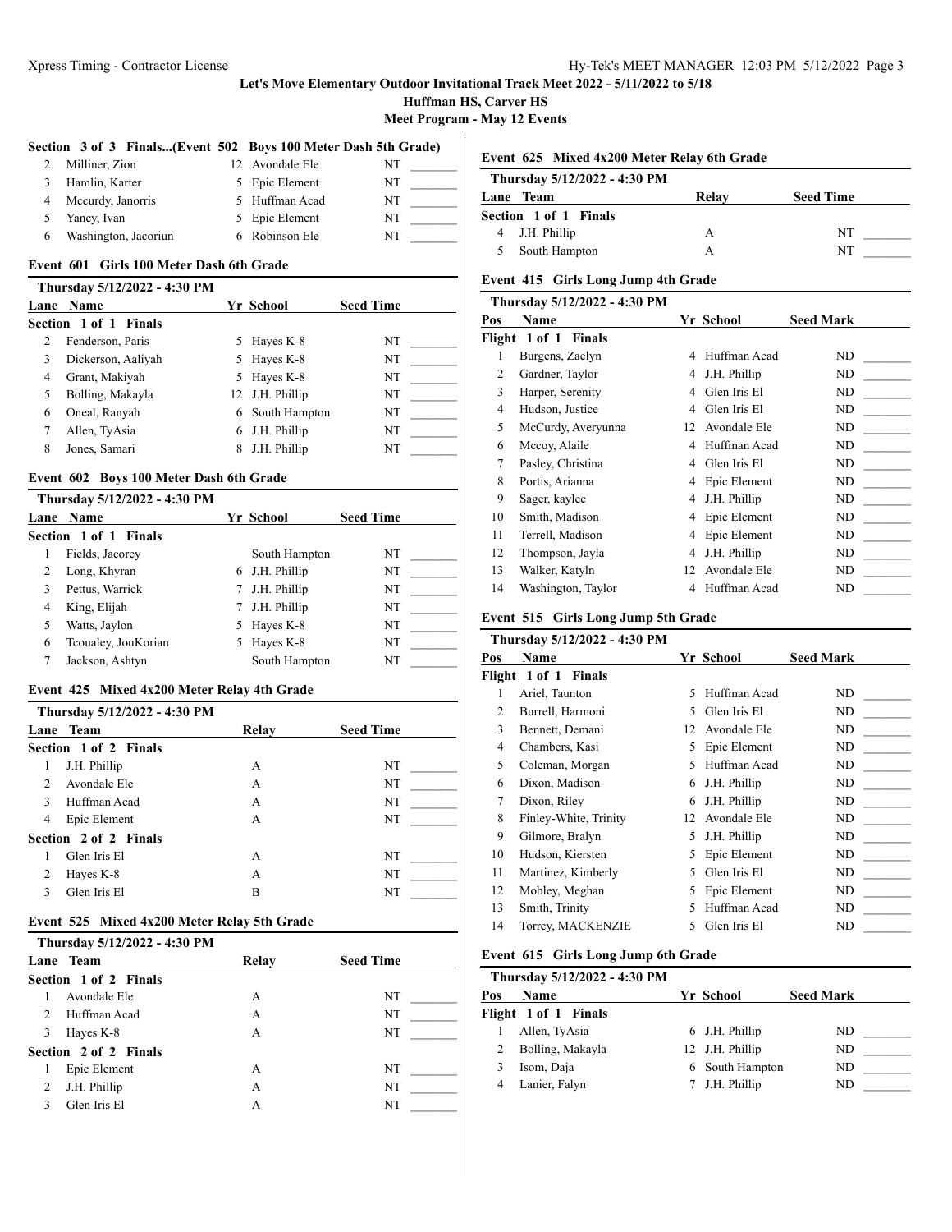## Let's Move Elementary Outdoor Invitational Track Meet 2022 - 5/11/2022 to 5/18

**Huffman HS, Carver HS**

**Meet Program - May 12 Events**

### Section 3 of 3 Finals...(Event 502 Boys 100 Meter Dash 5th Grade)

| Lane | Name | Yr | School | Seed Time |
|---|---|---|---|---|
| 2 | Milliner, Zion | 12 | Avondale Ele | NT |
| 3 | Hamlin, Karter | 5 | Epic Element | NT |
| 4 | Mccurdy, Janorris | 5 | Huffman Acad | NT |
| 5 | Yancy, Ivan | 5 | Epic Element | NT |
| 6 | Washington, Jacoriun | 6 | Robinson Ele | NT |

### Event 601 Girls 100 Meter Dash 6th Grade

Thursday 5/12/2022 - 4:30 PM

| Lane | Name | Yr | School | Seed Time |
|---|---|---|---|---|
| **Section 1 of 1 Finals** | | | | |
| 2 | Fenderson, Paris | 5 | Hayes K-8 | NT |
| 3 | Dickerson, Aaliyah | 5 | Hayes K-8 | NT |
| 4 | Grant, Makiyah | 5 | Hayes K-8 | NT |
| 5 | Bolling, Makayla | 12 | J.H. Phillip | NT |
| 6 | Oneal, Ranyah | 6 | South Hampton | NT |
| 7 | Allen, TyAsia | 6 | J.H. Phillip | NT |
| 8 | Jones, Samari | 8 | J.H. Phillip | NT |

### Event 602 Boys 100 Meter Dash 6th Grade

Thursday 5/12/2022 - 4:30 PM

| Lane | Name | Yr | School | Seed Time |
|---|---|---|---|---|
| **Section 1 of 1 Finals** | | | | |
| 1 | Fields, Jacorey | | South Hampton | NT |
| 2 | Long, Khyran | 6 | J.H. Phillip | NT |
| 3 | Pettus, Warrick | 7 | J.H. Phillip | NT |
| 4 | King, Elijah | 7 | J.H. Phillip | NT |
| 5 | Watts, Jaylon | 5 | Hayes K-8 | NT |
| 6 | Tcoualey, JouKorian | 5 | Hayes K-8 | NT |
| 7 | Jackson, Ashtyn | | South Hampton | NT |

### Event 425 Mixed 4x200 Meter Relay 4th Grade

Thursday 5/12/2022 - 4:30 PM

| Lane | Team | Relay | Seed Time |
|---|---|---|---|
| **Section 1 of 2 Finals** | | | |
| 1 | J.H. Phillip | A | NT |
| 2 | Avondale Ele | A | NT |
| 3 | Huffman Acad | A | NT |
| 4 | Epic Element | A | NT |
| **Section 2 of 2 Finals** | | | |
| 1 | Glen Iris El | A | NT |
| 2 | Hayes K-8 | A | NT |
| 3 | Glen Iris El | B | NT |

### Event 525 Mixed 4x200 Meter Relay 5th Grade

Thursday 5/12/2022 - 4:30 PM

| Lane | Team | Relay | Seed Time |
|---|---|---|---|
| **Section 1 of 2 Finals** | | | |
| 1 | Avondale Ele | A | NT |
| 2 | Huffman Acad | A | NT |
| 3 | Hayes K-8 | A | NT |
| **Section 2 of 2 Finals** | | | |
| 1 | Epic Element | A | NT |
| 2 | J.H. Phillip | A | NT |
| 3 | Glen Iris El | A | NT |

### Event 625 Mixed 4x200 Meter Relay 6th Grade

Thursday 5/12/2022 - 4:30 PM

| Lane | Team | Relay | Seed Time |
|---|---|---|---|
| **Section 1 of 1 Finals** | | | |
| 4 | J.H. Phillip | A | NT |
| 5 | South Hampton | A | NT |

### Event 415 Girls Long Jump 4th Grade

Thursday 5/12/2022 - 4:30 PM

| Pos | Name | Yr | School | Seed Mark |
|---|---|---|---|---|
| **Flight 1 of 1 Finals** | | | | |
| 1 | Burgens, Zaelyn | 4 | Huffman Acad | ND |
| 2 | Gardner, Taylor | 4 | J.H. Phillip | ND |
| 3 | Harper, Serenity | 4 | Glen Iris El | ND |
| 4 | Hudson, Justice | 4 | Glen Iris El | ND |
| 5 | McCurdy, Averyunna | 12 | Avondale Ele | ND |
| 6 | Mccoy, Alaile | 4 | Huffman Acad | ND |
| 7 | Pasley, Christina | 4 | Glen Iris El | ND |
| 8 | Portis, Arianna | 4 | Epic Element | ND |
| 9 | Sager, kaylee | 4 | J.H. Phillip | ND |
| 10 | Smith, Madison | 4 | Epic Element | ND |
| 11 | Terrell, Madison | 4 | Epic Element | ND |
| 12 | Thompson, Jayla | 4 | J.H. Phillip | ND |
| 13 | Walker, Katyln | 12 | Avondale Ele | ND |
| 14 | Washington, Taylor | 4 | Huffman Acad | ND |

### Event 515 Girls Long Jump 5th Grade

Thursday 5/12/2022 - 4:30 PM

| Pos | Name | Yr | School | Seed Mark |
|---|---|---|---|---|
| **Flight 1 of 1 Finals** | | | | |
| 1 | Ariel, Taunton | 5 | Huffman Acad | ND |
| 2 | Burrell, Harmoni | 5 | Glen Iris El | ND |
| 3 | Bennett, Demani | 12 | Avondale Ele | ND |
| 4 | Chambers, Kasi | 5 | Epic Element | ND |
| 5 | Coleman, Morgan | 5 | Huffman Acad | ND |
| 6 | Dixon, Madison | 6 | J.H. Phillip | ND |
| 7 | Dixon, Riley | 6 | J.H. Phillip | ND |
| 8 | Finley-White, Trinity | 12 | Avondale Ele | ND |
| 9 | Gilmore, Bralyn | 5 | J.H. Phillip | ND |
| 10 | Hudson, Kiersten | 5 | Epic Element | ND |
| 11 | Martinez, Kimberly | 5 | Glen Iris El | ND |
| 12 | Mobley, Meghan | 5 | Epic Element | ND |
| 13 | Smith, Trinity | 5 | Huffman Acad | ND |
| 14 | Torrey, MACKENZIE | 5 | Glen Iris El | ND |

### Event 615 Girls Long Jump 6th Grade

Thursday 5/12/2022 - 4:30 PM

| Pos | Name | Yr | School | Seed Mark |
|---|---|---|---|---|
| **Flight 1 of 1 Finals** | | | | |
| 1 | Allen, TyAsia | 6 | J.H. Phillip | ND |
| 2 | Bolling, Makayla | 12 | J.H. Phillip | ND |
| 3 | Isom, Daja | 6 | South Hampton | ND |
| 4 | Lanier, Falyn | 7 | J.H. Phillip | ND |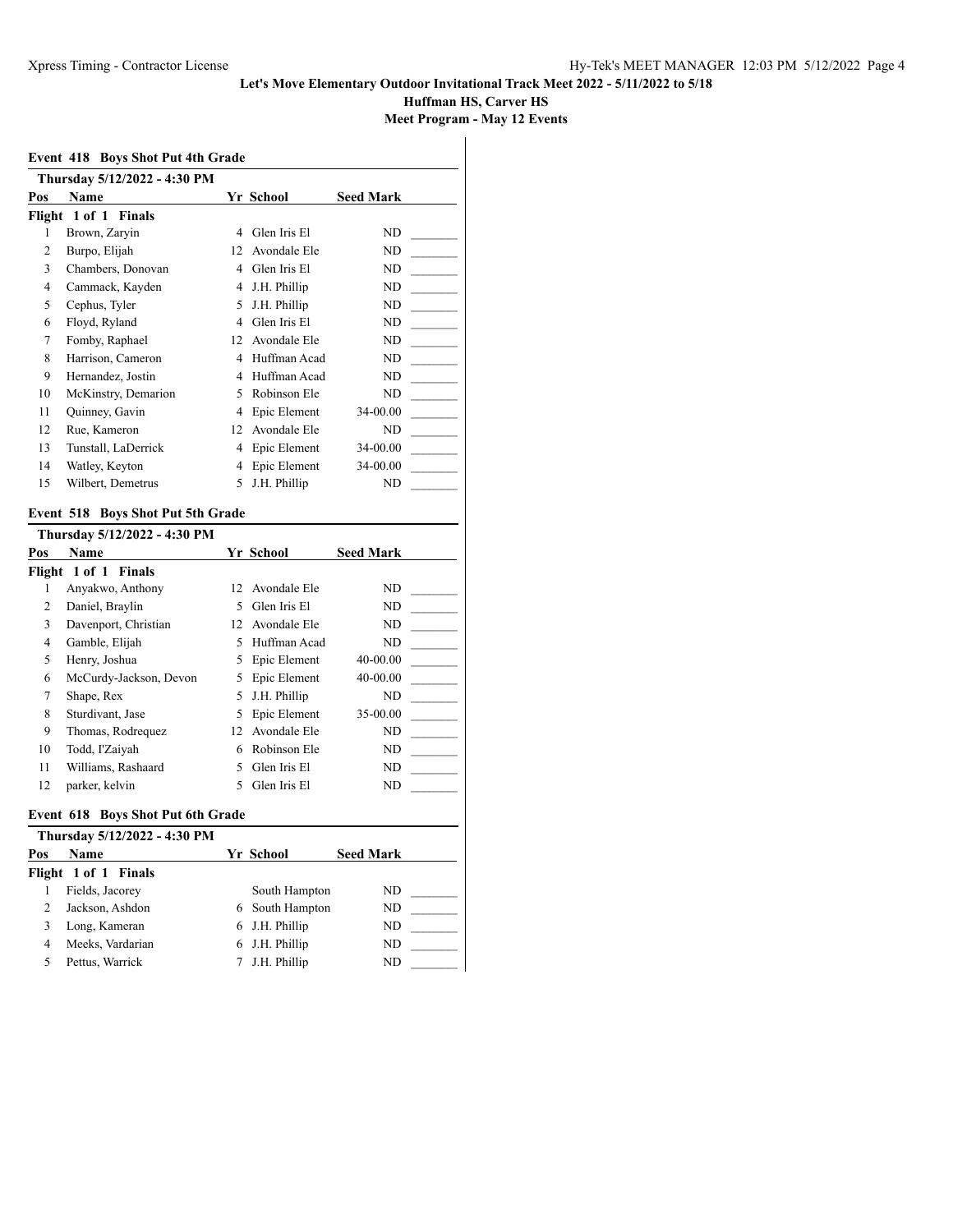Let's Move Elementary Outdoor Invitational Track Meet 2022 - 5/11/2022 to 5/18

Huffman HS, Carver HS

Meet Program - May 12 Events

### Event 418 Boys Shot Put 4th Grade

**Thursday 5/12/2022 - 4:30 PM**

| Pos | Name | Yr | School | Seed Mark | |
|---|---|---|---|---|---|
| **Flight 1 of 1 Finals** | | | | | |
| 1 | Brown, Zaryin | 4 | Glen Iris El | ND | _______ |
| 2 | Burpo, Elijah | 12 | Avondale Ele | ND | _______ |
| 3 | Chambers, Donovan | 4 | Glen Iris El | ND | _______ |
| 4 | Cammack, Kayden | 4 | J.H. Phillip | ND | _______ |
| 5 | Cephus, Tyler | 5 | J.H. Phillip | ND | _______ |
| 6 | Floyd, Ryland | 4 | Glen Iris El | ND | _______ |
| 7 | Fomby, Raphael | 12 | Avondale Ele | ND | _______ |
| 8 | Harrison, Cameron | 4 | Huffman Acad | ND | _______ |
| 9 | Hernandez, Jostin | 4 | Huffman Acad | ND | _______ |
| 10 | McKinstry, Demarion | 5 | Robinson Ele | ND | _______ |
| 11 | Quinney, Gavin | 4 | Epic Element | 34-00.00 | _______ |
| 12 | Rue, Kameron | 12 | Avondale Ele | ND | _______ |
| 13 | Tunstall, LaDerrick | 4 | Epic Element | 34-00.00 | _______ |
| 14 | Watley, Keyton | 4 | Epic Element | 34-00.00 | _______ |
| 15 | Wilbert, Demetrus | 5 | J.H. Phillip | ND | _______ |

### Event 518 Boys Shot Put 5th Grade

**Thursday 5/12/2022 - 4:30 PM**

| Pos | Name | Yr | School | Seed Mark | |
|---|---|---|---|---|---|
| **Flight 1 of 1 Finals** | | | | | |
| 1 | Anyakwo, Anthony | 12 | Avondale Ele | ND | _______ |
| 2 | Daniel, Braylin | 5 | Glen Iris El | ND | _______ |
| 3 | Davenport, Christian | 12 | Avondale Ele | ND | _______ |
| 4 | Gamble, Elijah | 5 | Huffman Acad | ND | _______ |
| 5 | Henry, Joshua | 5 | Epic Element | 40-00.00 | _______ |
| 6 | McCurdy-Jackson, Devon | 5 | Epic Element | 40-00.00 | _______ |
| 7 | Shape, Rex | 5 | J.H. Phillip | ND | _______ |
| 8 | Sturdivant, Jase | 5 | Epic Element | 35-00.00 | _______ |
| 9 | Thomas, Rodrequez | 12 | Avondale Ele | ND | _______ |
| 10 | Todd, I'Zaiyah | 6 | Robinson Ele | ND | _______ |
| 11 | Williams, Rashaard | 5 | Glen Iris El | ND | _______ |
| 12 | parker, kelvin | 5 | Glen Iris El | ND | _______ |

### Event 618 Boys Shot Put 6th Grade

**Thursday 5/12/2022 - 4:30 PM**

| Pos | Name | Yr | School | Seed Mark | |
|---|---|---|---|---|---|
| **Flight 1 of 1 Finals** | | | | | |
| 1 | Fields, Jacorey | | South Hampton | ND | _______ |
| 2 | Jackson, Ashdon | 6 | South Hampton | ND | _______ |
| 3 | Long, Kameran | 6 | J.H. Phillip | ND | _______ |
| 4 | Meeks, Vardarian | 6 | J.H. Phillip | ND | _______ |
| 5 | Pettus, Warrick | 7 | J.H. Phillip | ND | _______ |